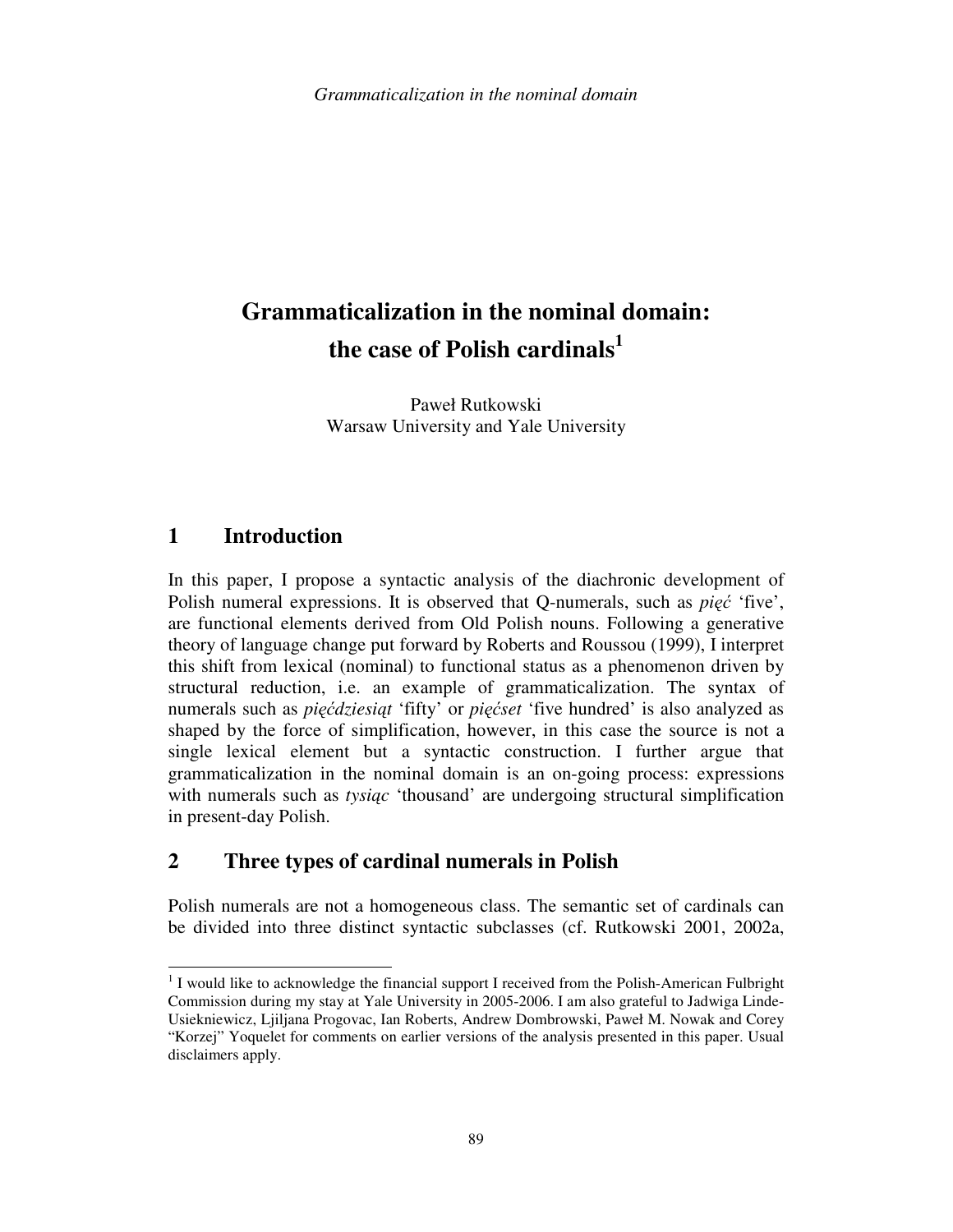# Grammaticalization in the nominal domain: the case of Polish cardinals[1]

Paweł Rutkowski
Warsaw University and Yale University

## 1 Introduction

In this paper, I propose a syntactic analysis of the diachronic development of Polish numeral expressions. It is observed that Q-numerals, such as *pięć* 'five', are functional elements derived from Old Polish nouns. Following a generative theory of language change put forward by Roberts and Roussou (1999), I interpret this shift from lexical (nominal) to functional status as a phenomenon driven by structural reduction, i.e. an example of grammaticalization. The syntax of numerals such as *pięćdziesiąt* 'fifty' or *pięćset* 'five hundred' is also analyzed as shaped by the force of simplification, however, in this case the source is not a single lexical element but a syntactic construction. I further argue that grammaticalization in the nominal domain is an on-going process: expressions with numerals such as *tysiąc* 'thousand' are undergoing structural simplification in present-day Polish.

## 2 Three types of cardinal numerals in Polish

Polish numerals are not a homogeneous class. The semantic set of cardinals can be divided into three distinct syntactic subclasses (cf. Rutkowski 2001, 2002a,

---

[1] I would like to acknowledge the financial support I received from the Polish-American Fulbright Commission during my stay at Yale University in 2005-2006. I am also grateful to Jadwiga Linde-Usiekniewicz, Ljiljana Progovac, Ian Roberts, Andrew Dombrowski, Paweł M. Nowak and Corey "Korzej" Yoquelet for comments on earlier versions of the analysis presented in this paper. Usual disclaimers apply.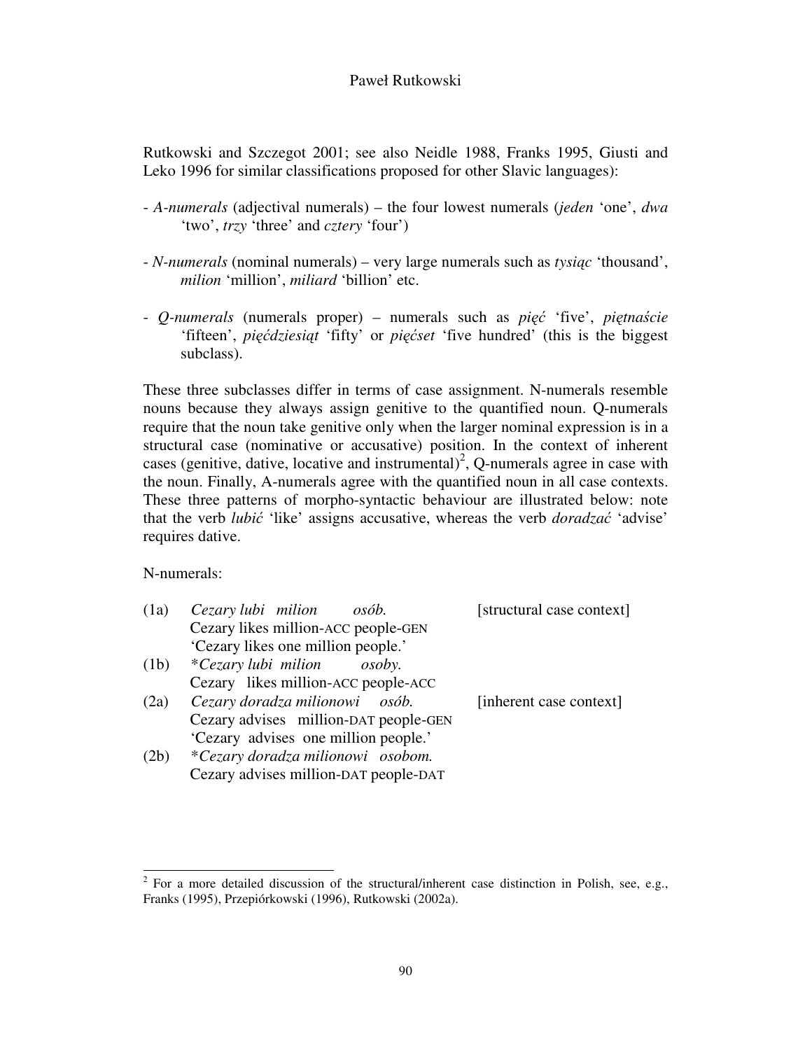Rutkowski and Szczegot 2001; see also Neidle 1988, Franks 1995, Giusti and Leko 1996 for similar classifications proposed for other Slavic languages):

- *A-numerals* (adjectival numerals) – the four lowest numerals (*jeden* 'one', *dwa* 'two', *trzy* 'three' and *cztery* 'four')

- *N-numerals* (nominal numerals) – very large numerals such as *tysiąc* 'thousand', *milion* 'million', *miliard* 'billion' etc.

- *Q-numerals* (numerals proper) – numerals such as *pięć* 'five', *piętnaście* 'fifteen', *pięćdziesiąt* 'fifty' or *pięćset* 'five hundred' (this is the biggest subclass).

These three subclasses differ in terms of case assignment. N-numerals resemble nouns because they always assign genitive to the quantified noun. Q-numerals require that the noun take genitive only when the larger nominal expression is in a structural case (nominative or accusative) position. In the context of inherent cases (genitive, dative, locative and instrumental)[2], Q-numerals agree in case with the noun. Finally, A-numerals agree with the quantified noun in all case contexts. These three patterns of morpho-syntactic behaviour are illustrated below: note that the verb *lubić* 'like' assigns accusative, whereas the verb *doradzać* 'advise' requires dative.

N-numerals:

(1a) *Cezary lubi milion osób.* [structural case context]
  Cezary likes million-ACC people-GEN
  'Cezary likes one million people.'

(1b) \**Cezary lubi milion osoby.*
  Cezary likes million-ACC people-ACC

(2a) *Cezary doradza milionowi osób.* [inherent case context]
  Cezary advises million-DAT people-GEN
  'Cezary advises one million people.'

(2b) \**Cezary doradza milionowi osobom.*
  Cezary advises million-DAT people-DAT

---

[2] For a more detailed discussion of the structural/inherent case distinction in Polish, see, e.g., Franks (1995), Przepiórkowski (1996), Rutkowski (2002a).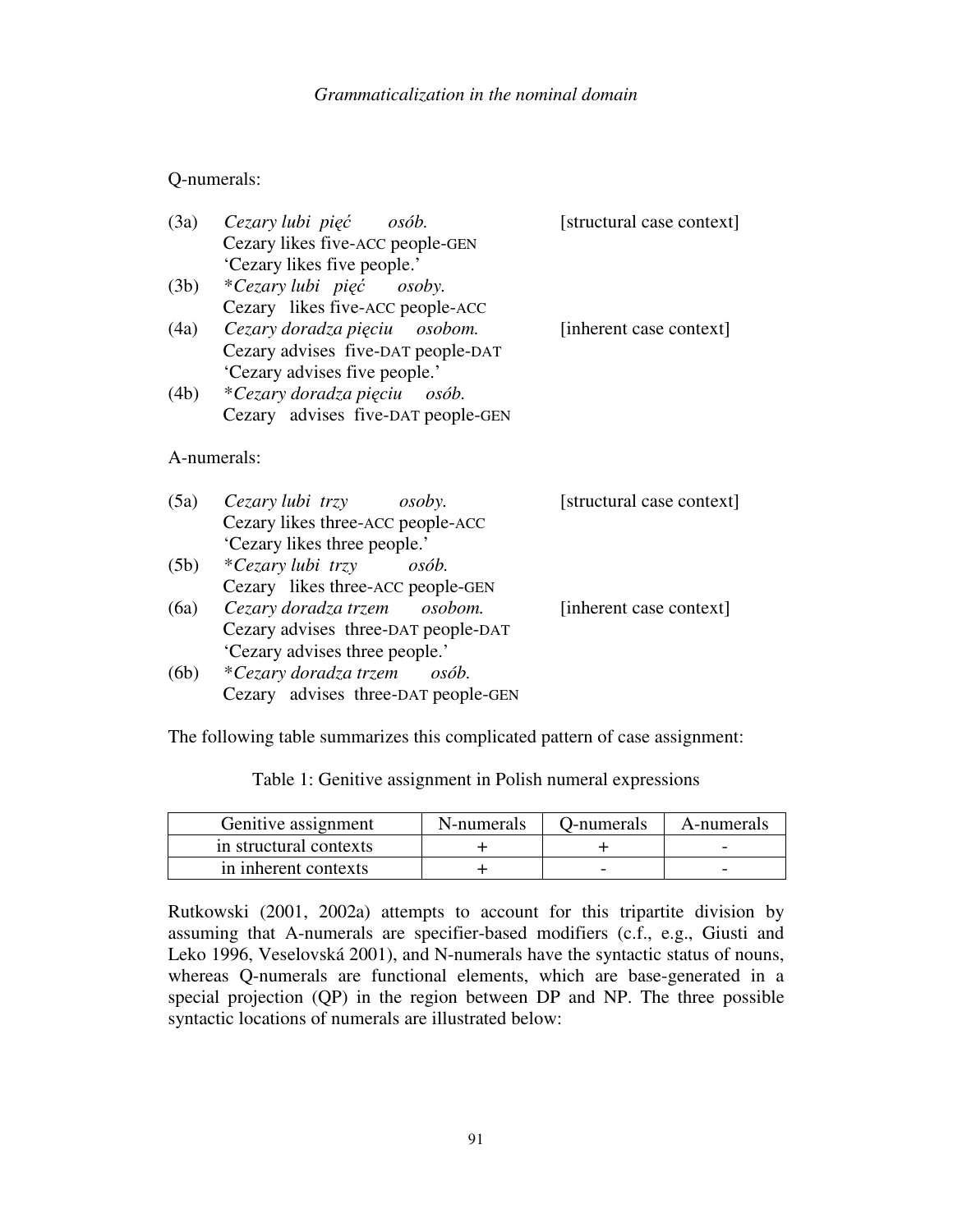Q-numerals:

(3a) *Cezary lubi pięć osób.* [structural case context]
Cezary likes five-ACC people-GEN
'Cezary likes five people.'

(3b) **Cezary lubi pięć osoby.*
Cezary likes five-ACC people-ACC

(4a) *Cezary doradza pięciu osobom.* [inherent case context]
Cezary advises five-DAT people-DAT
'Cezary advises five people.'

(4b) **Cezary doradza pięciu osób.*
Cezary advises five-DAT people-GEN

A-numerals:

(5a) *Cezary lubi trzy osoby.* [structural case context]
Cezary likes three-ACC people-ACC
'Cezary likes three people.'

(5b) **Cezary lubi trzy osób.*
Cezary likes three-ACC people-GEN

(6a) *Cezary doradza trzem osobom.* [inherent case context]
Cezary advises three-DAT people-DAT
'Cezary advises three people.'

(6b) **Cezary doradza trzem osób.*
Cezary advises three-DAT people-GEN

The following table summarizes this complicated pattern of case assignment:

Table 1: Genitive assignment in Polish numeral expressions

| Genitive assignment | N-numerals | Q-numerals | A-numerals |
| --- | --- | --- | --- |
| in structural contexts | + | + | - |
| in inherent contexts | + | - | - |

Rutkowski (2001, 2002a) attempts to account for this tripartite division by assuming that A-numerals are specifier-based modifiers (c.f., e.g., Giusti and Leko 1996, Veselovská 2001), and N-numerals have the syntactic status of nouns, whereas Q-numerals are functional elements, which are base-generated in a special projection (QP) in the region between DP and NP. The three possible syntactic locations of numerals are illustrated below: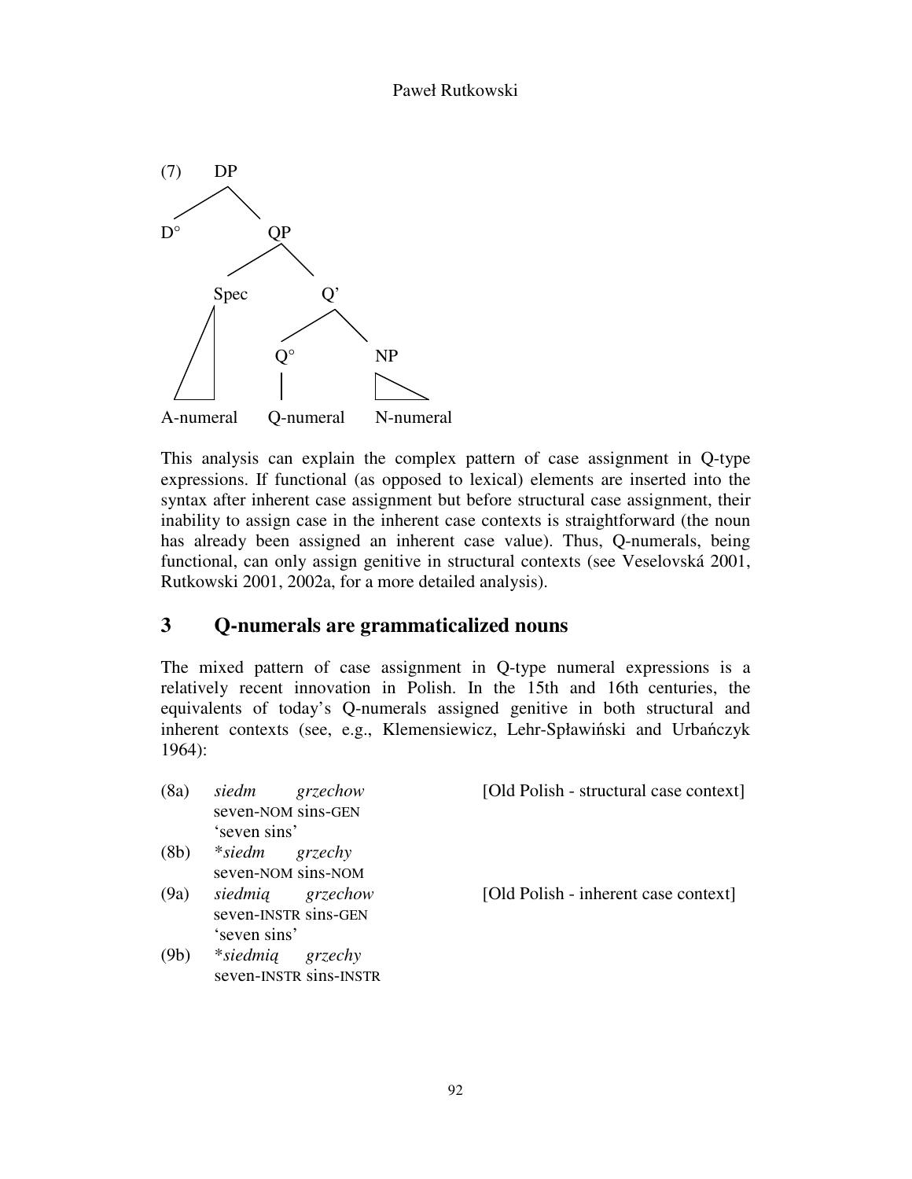(7) DP

```
(7)       DP
        /    \
      D°      QP
            /    \
         Spec     Q'
          /\     /  \
         /  \   Q°   NP
        /____\  |    /\
A-numeral  Q-numeral  N-numeral
```

This analysis can explain the complex pattern of case assignment in Q-type expressions. If functional (as opposed to lexical) elements are inserted into the syntax after inherent case assignment but before structural case assignment, their inability to assign case in the inherent case contexts is straightforward (the noun has already been assigned an inherent case value). Thus, Q-numerals, being functional, can only assign genitive in structural contexts (see Veselovská 2001, Rutkowski 2001, 2002a, for a more detailed analysis).

## 3 Q-numerals are grammaticalized nouns

The mixed pattern of case assignment in Q-type numeral expressions is a relatively recent innovation in Polish. In the 15th and 16th centuries, the equivalents of today's Q-numerals assigned genitive in both structural and inherent contexts (see, e.g., Klemensiewicz, Lehr-Spławiński and Urbańczyk 1964):

(8a) *siedm grzechow* [Old Polish - structural case context]
seven-NOM sins-GEN
'seven sins'

(8b) **siedm grzechy*
seven-NOM sins-NOM

(9a) *siedmią grzechow* [Old Polish - inherent case context]
seven-INSTR sins-GEN
'seven sins'

(9b) **siedmią grzechy*
seven-INSTR sins-INSTR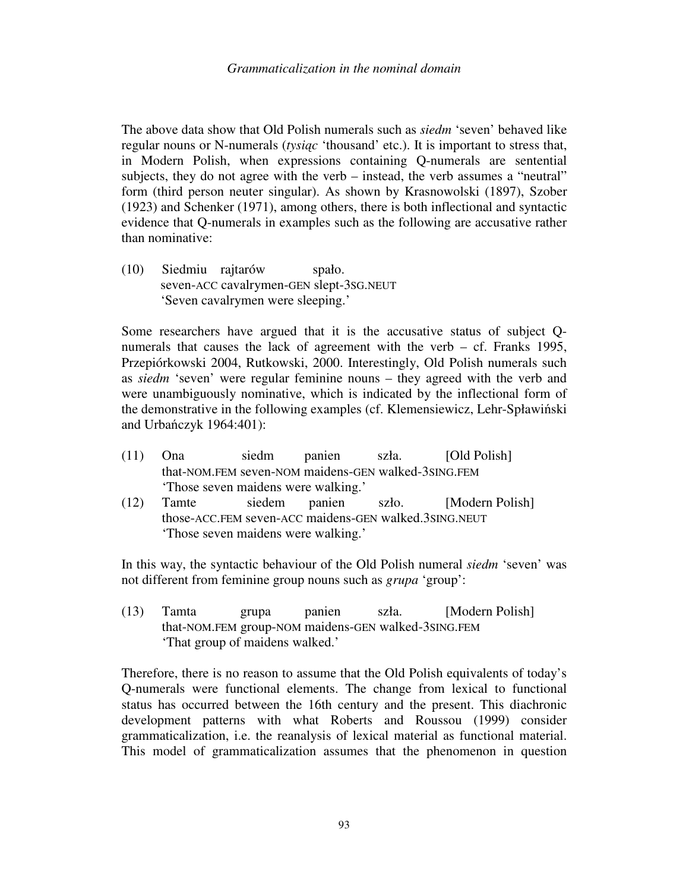The above data show that Old Polish numerals such as *siedm* 'seven' behaved like regular nouns or N-numerals (*tysiąc* 'thousand' etc.). It is important to stress that, in Modern Polish, when expressions containing Q-numerals are sentential subjects, they do not agree with the verb – instead, the verb assumes a "neutral" form (third person neuter singular). As shown by Krasnowolski (1897), Szober (1923) and Schenker (1971), among others, there is both inflectional and syntactic evidence that Q-numerals in examples such as the following are accusative rather than nominative:

(10) Siedmiu rajtarów spało.
seven-ACC cavalrymen-GEN slept-3SG.NEUT
'Seven cavalrymen were sleeping.'

Some researchers have argued that it is the accusative status of subject Q-numerals that causes the lack of agreement with the verb – cf. Franks 1995, Przepiórkowski 2004, Rutkowski, 2000. Interestingly, Old Polish numerals such as *siedm* 'seven' were regular feminine nouns – they agreed with the verb and were unambiguously nominative, which is indicated by the inflectional form of the demonstrative in the following examples (cf. Klemensiewicz, Lehr-Spławiński and Urbańczyk 1964:401):

(11) Ona siedm panien szła. [Old Polish]
that-NOM.FEM seven-NOM maidens-GEN walked-3SING.FEM
'Those seven maidens were walking.'

(12) Tamte siedem panien szło. [Modern Polish]
those-ACC.FEM seven-ACC maidens-GEN walked.3SING.NEUT
'Those seven maidens were walking.'

In this way, the syntactic behaviour of the Old Polish numeral *siedm* 'seven' was not different from feminine group nouns such as *grupa* 'group':

(13) Tamta grupa panien szła. [Modern Polish]
that-NOM.FEM group-NOM maidens-GEN walked-3SING.FEM
'That group of maidens walked.'

Therefore, there is no reason to assume that the Old Polish equivalents of today's Q-numerals were functional elements. The change from lexical to functional status has occurred between the 16th century and the present. This diachronic development patterns with what Roberts and Roussou (1999) consider grammaticalization, i.e. the reanalysis of lexical material as functional material. This model of grammaticalization assumes that the phenomenon in question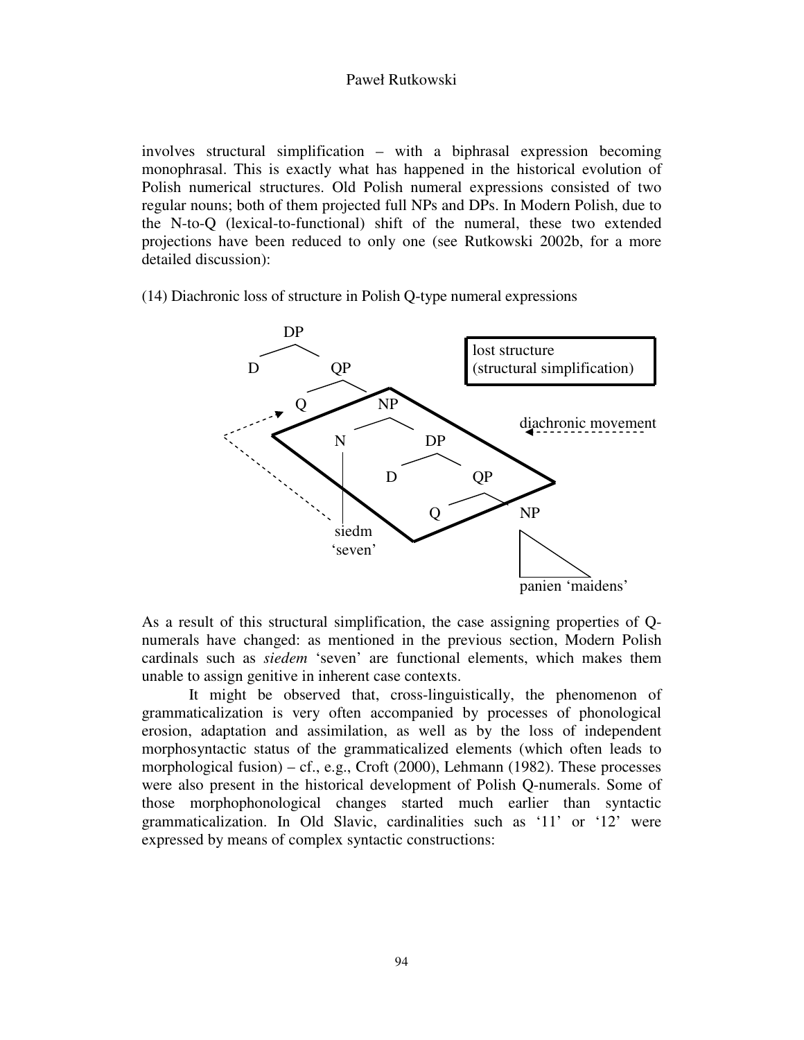involves structural simplification – with a biphrasal expression becoming monophrasal. This is exactly what has happened in the historical evolution of Polish numerical structures. Old Polish numeral expressions consisted of two regular nouns; both of them projected full NPs and DPs. In Modern Polish, due to the N-to-Q (lexical-to-functional) shift of the numeral, these two extended projections have been reduced to only one (see Rutkowski 2002b, for a more detailed discussion):

(14) Diachronic loss of structure in Polish Q-type numeral expressions

```
        DP
       /  \
      D    QP
          /  \
         Q    NP
             /  \
            N    DP
            |   /  \
            |  D    QP
            |      /  \
            |     Q    NP
            |          /\
          siedm     panien 'maidens'
         'seven'
```

lost structure (structural simplification)

diachronic movement

As a result of this structural simplification, the case assigning properties of Q-numerals have changed: as mentioned in the previous section, Modern Polish cardinals such as *siedem* 'seven' are functional elements, which makes them unable to assign genitive in inherent case contexts.

It might be observed that, cross-linguistically, the phenomenon of grammaticalization is very often accompanied by processes of phonological erosion, adaptation and assimilation, as well as by the loss of independent morphosyntactic status of the grammaticalized elements (which often leads to morphological fusion) – cf., e.g., Croft (2000), Lehmann (1982). These processes were also present in the historical development of Polish Q-numerals. Some of those morphophonological changes started much earlier than syntactic grammaticalization. In Old Slavic, cardinalities such as '11' or '12' were expressed by means of complex syntactic constructions: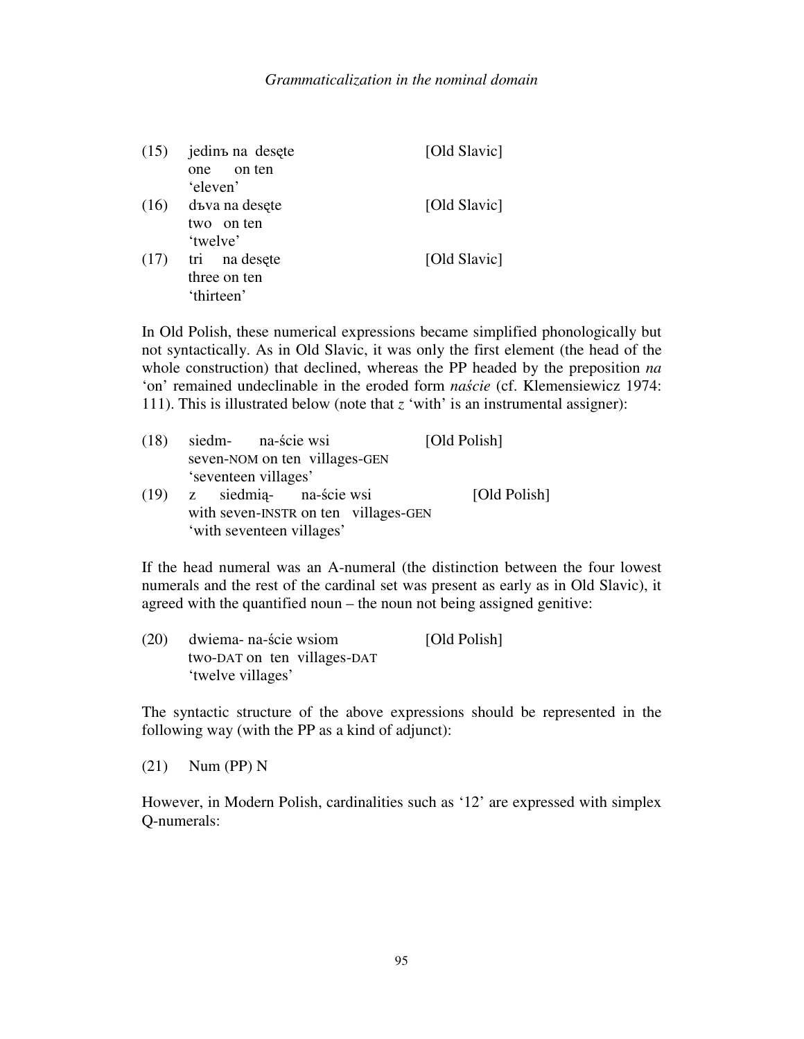(15) jedinъ na desęte [Old Slavic]
one on ten
'eleven'

(16) dъva na desęte [Old Slavic]
two on ten
'twelve'

(17) tri na desęte [Old Slavic]
three on ten
'thirteen'

In Old Polish, these numerical expressions became simplified phonologically but not syntactically. As in Old Slavic, it was only the first element (the head of the whole construction) that declined, whereas the PP headed by the preposition *na* 'on' remained undeclinable in the eroded form *naście* (cf. Klemensiewicz 1974: 111). This is illustrated below (note that *z* 'with' is an instrumental assigner):

(18) siedm- na-ście wsi [Old Polish]
seven-NOM on ten villages-GEN
'seventeen villages'

(19) z siedmią- na-ście wsi [Old Polish]
with seven-INSTR on ten villages-GEN
'with seventeen villages'

If the head numeral was an A-numeral (the distinction between the four lowest numerals and the rest of the cardinal set was present as early as in Old Slavic), it agreed with the quantified noun – the noun not being assigned genitive:

(20) dwiema- na-ście wsiom [Old Polish]
two-DAT on ten villages-DAT
'twelve villages'

The syntactic structure of the above expressions should be represented in the following way (with the PP as a kind of adjunct):

(21) Num (PP) N

However, in Modern Polish, cardinalities such as '12' are expressed with simplex Q-numerals: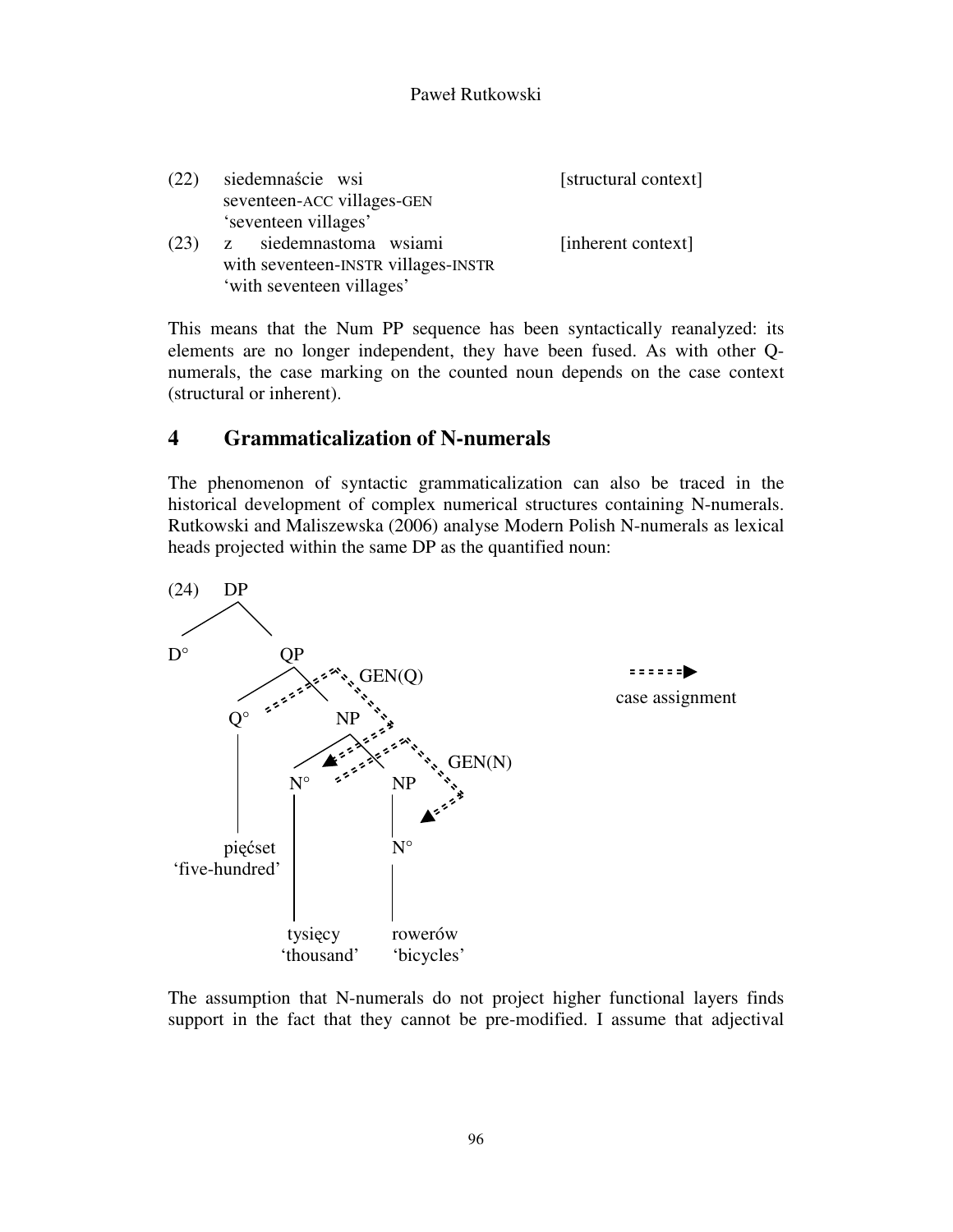(22) siedemnaście wsi [structural context]
seventeen-ACC villages-GEN
'seventeen villages'

(23) z siedemnastoma wsiami [inherent context]
with seventeen-INSTR villages-INSTR
'with seventeen villages'

This means that the Num PP sequence has been syntactically reanalyzed: its elements are no longer independent, they have been fused. As with other Q-numerals, the case marking on the counted noun depends on the case context (structural or inherent).

## 4 Grammaticalization of N-numerals

The phenomenon of syntactic grammaticalization can also be traced in the historical development of complex numerical structures containing N-numerals. Rutkowski and Maliszewska (2006) analyse Modern Polish N-numerals as lexical heads projected within the same DP as the quantified noun:

(24)

```
DP
├── D°
└── QP
    ├── Q°
    │   └── pięćset 'five-hundred'
    └── NP
        ├── N°
        │   └── tysięcy 'thousand'
        └── NP
            └── N°
                └── rowerów 'bicycles'
```

GEN(Q): Q° → N° (tysięcy)
GEN(N): N° (tysięcy) → N° (rowerów)

(dashed arrow = case assignment)

The assumption that N-numerals do not project higher functional layers finds support in the fact that they cannot be pre-modified. I assume that adjectival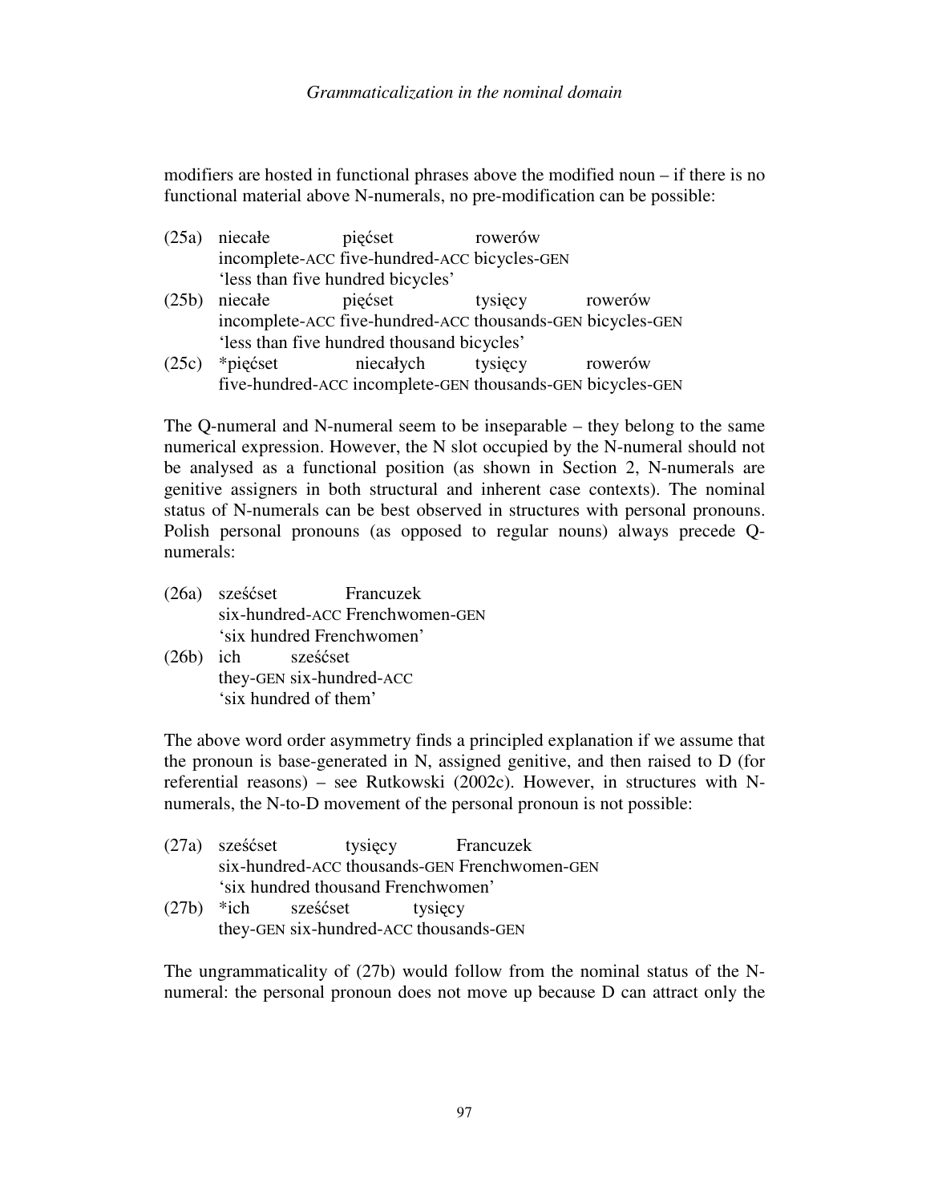modifiers are hosted in functional phrases above the modified noun – if there is no functional material above N-numerals, no pre-modification can be possible:

(25a) niecałe pięćset rowerów
incomplete-ACC five-hundred-ACC bicycles-GEN
'less than five hundred bicycles'

(25b) niecałe pięćset tysięcy rowerów
incomplete-ACC five-hundred-ACC thousands-GEN bicycles-GEN
'less than five hundred thousand bicycles'

(25c) *pięćset niecałych tysięcy rowerów
five-hundred-ACC incomplete-GEN thousands-GEN bicycles-GEN

The Q-numeral and N-numeral seem to be inseparable – they belong to the same numerical expression. However, the N slot occupied by the N-numeral should not be analysed as a functional position (as shown in Section 2, N-numerals are genitive assigners in both structural and inherent case contexts). The nominal status of N-numerals can be best observed in structures with personal pronouns. Polish personal pronouns (as opposed to regular nouns) always precede Q-numerals:

(26a) sześćset Francuzek
six-hundred-ACC Frenchwomen-GEN
'six hundred Frenchwomen'

(26b) ich sześćset
they-GEN six-hundred-ACC
'six hundred of them'

The above word order asymmetry finds a principled explanation if we assume that the pronoun is base-generated in N, assigned genitive, and then raised to D (for referential reasons) – see Rutkowski (2002c). However, in structures with N-numerals, the N-to-D movement of the personal pronoun is not possible:

(27a) sześćset tysięcy Francuzek
six-hundred-ACC thousands-GEN Frenchwomen-GEN
'six hundred thousand Frenchwomen'

(27b) *ich sześćset tysięcy
they-GEN six-hundred-ACC thousands-GEN

The ungrammaticality of (27b) would follow from the nominal status of the N-numeral: the personal pronoun does not move up because D can attract only the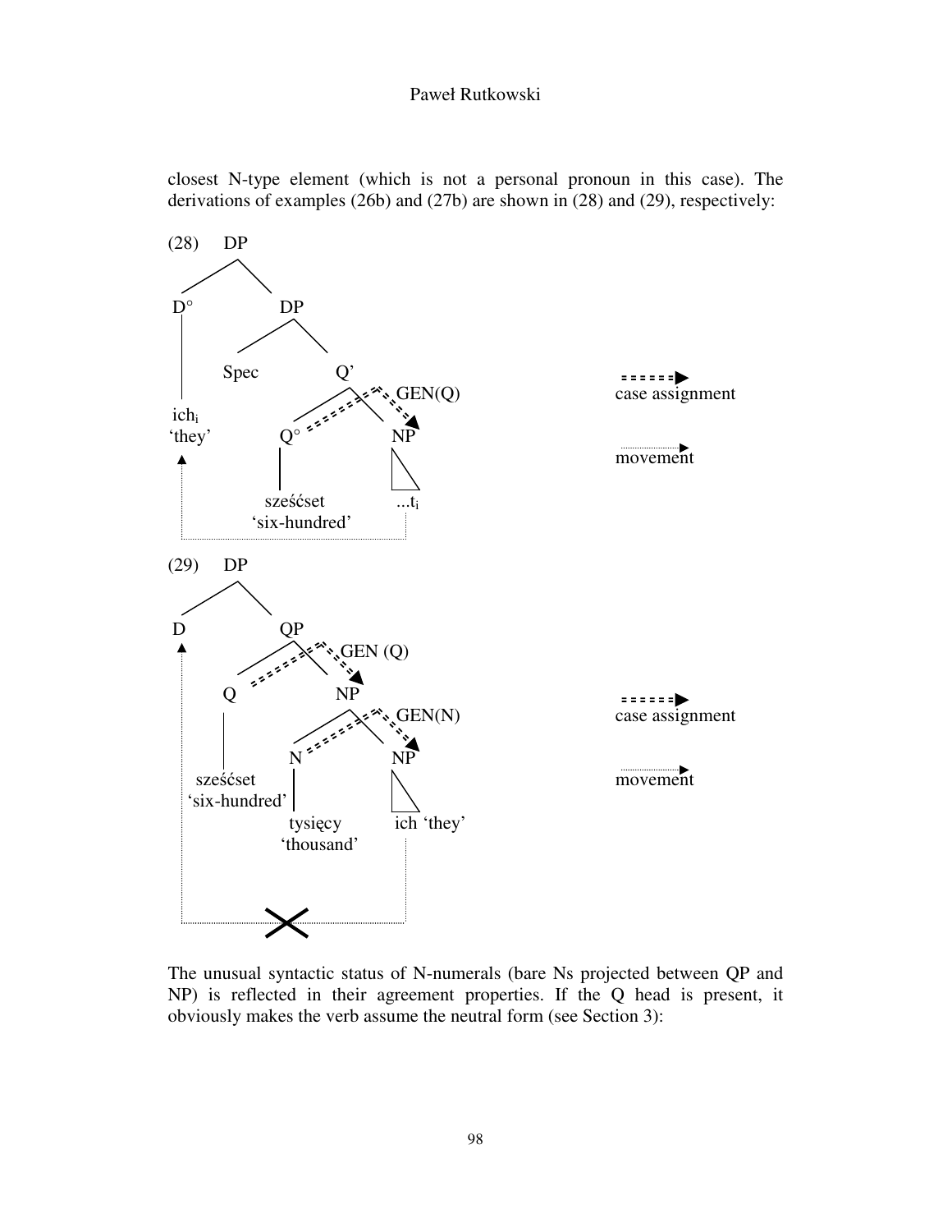closest N-type element (which is not a personal pronoun in this case). The derivations of examples (26b) and (27b) are shown in (28) and (29), respectively:

```
(28)     DP
        /    \
      D°      DP
      |      /   \
      |   Spec    Q'
      |          /   \   GEN(Q)
    ich_i      Q°     NP
    'they'     |      /\
      ^     sześćset  ...t_i
      |  'six-hundred'   |
      |__________________|   (movement)
```

```
(29)     DP
        /    \
       D      QP
       ^     /   \   GEN (Q)
       |    Q     NP
       |    |    /   \   GEN(N)
       |    |   N     NP
       | sześćset |    /\
       | 'six-hundred' |
       |      tysięcy  ich 'they'
       |     'thousand'   |
       |________X_________|   (movement, blocked)
```

Legend: dashed arrow = case assignment; dotted arrow = movement

The unusual syntactic status of N-numerals (bare Ns projected between QP and NP) is reflected in their agreement properties. If the Q head is present, it obviously makes the verb assume the neutral form (see Section 3):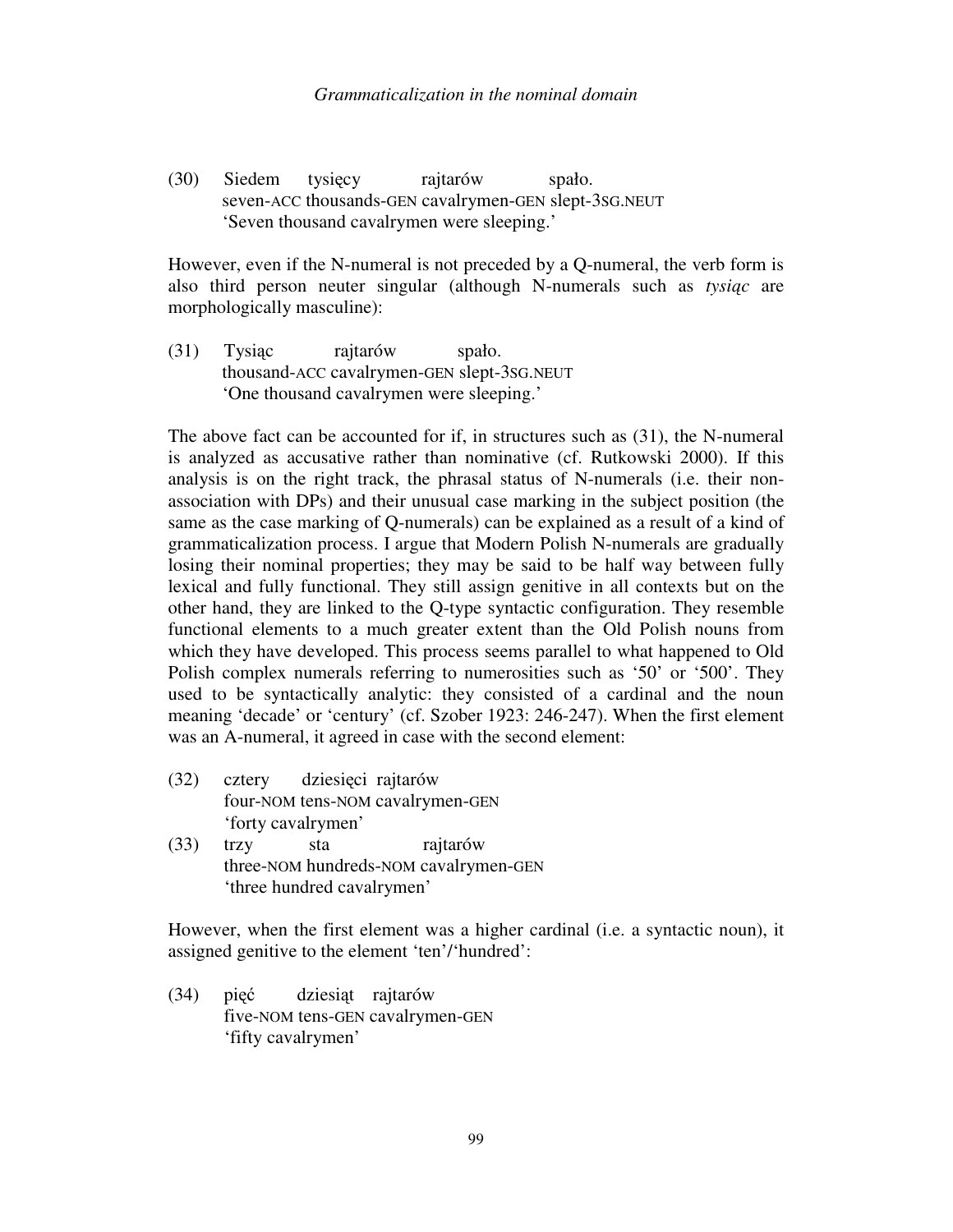(30) Siedem tysięcy rajtarów spało.
seven-ACC thousands-GEN cavalrymen-GEN slept-3SG.NEUT
'Seven thousand cavalrymen were sleeping.'

However, even if the N-numeral is not preceded by a Q-numeral, the verb form is also third person neuter singular (although N-numerals such as *tysiąc* are morphologically masculine):

(31) Tysiąc rajtarów spało.
thousand-ACC cavalrymen-GEN slept-3SG.NEUT
'One thousand cavalrymen were sleeping.'

The above fact can be accounted for if, in structures such as (31), the N-numeral is analyzed as accusative rather than nominative (cf. Rutkowski 2000). If this analysis is on the right track, the phrasal status of N-numerals (i.e. their non-association with DPs) and their unusual case marking in the subject position (the same as the case marking of Q-numerals) can be explained as a result of a kind of grammaticalization process. I argue that Modern Polish N-numerals are gradually losing their nominal properties; they may be said to be half way between fully lexical and fully functional. They still assign genitive in all contexts but on the other hand, they are linked to the Q-type syntactic configuration. They resemble functional elements to a much greater extent than the Old Polish nouns from which they have developed. This process seems parallel to what happened to Old Polish complex numerals referring to numerosities such as '50' or '500'. They used to be syntactically analytic: they consisted of a cardinal and the noun meaning 'decade' or 'century' (cf. Szober 1923: 246-247). When the first element was an A-numeral, it agreed in case with the second element:

(32) cztery dziesięci rajtarów
four-NOM tens-NOM cavalrymen-GEN
'forty cavalrymen'

(33) trzy sta rajtarów
three-NOM hundreds-NOM cavalrymen-GEN
'three hundred cavalrymen'

However, when the first element was a higher cardinal (i.e. a syntactic noun), it assigned genitive to the element 'ten'/'hundred':

(34) pięć dziesiąt rajtarów
five-NOM tens-GEN cavalrymen-GEN
'fifty cavalrymen'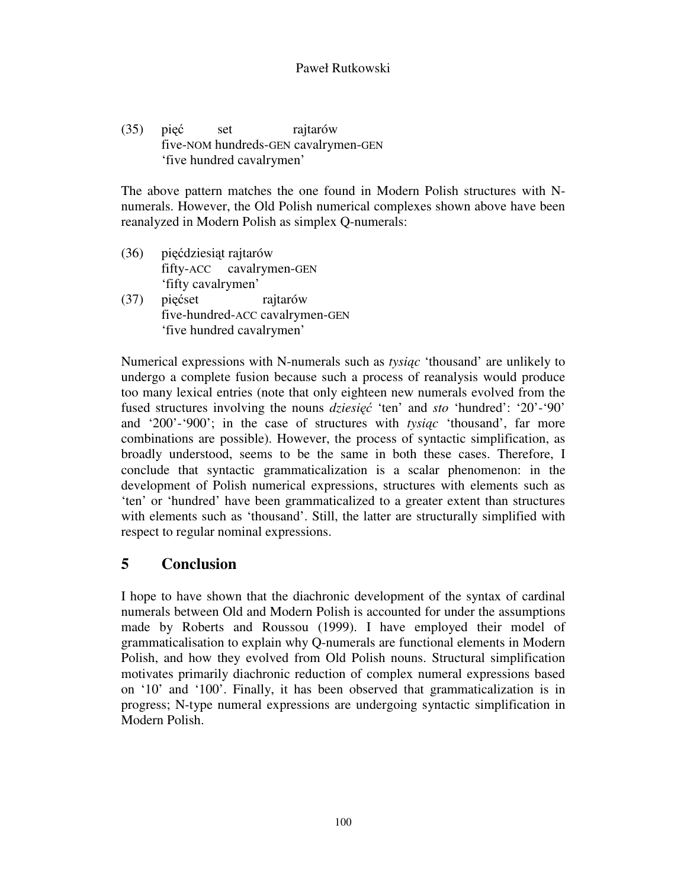(35) pięć set rajtarów
five-NOM hundreds-GEN cavalrymen-GEN
'five hundred cavalrymen'

The above pattern matches the one found in Modern Polish structures with N-numerals. However, the Old Polish numerical complexes shown above have been reanalyzed in Modern Polish as simplex Q-numerals:

(36) pięćdziesiąt rajtarów
fifty-ACC cavalrymen-GEN
'fifty cavalrymen'

(37) pięćset rajtarów
five-hundred-ACC cavalrymen-GEN
'five hundred cavalrymen'

Numerical expressions with N-numerals such as *tysiąc* 'thousand' are unlikely to undergo a complete fusion because such a process of reanalysis would produce too many lexical entries (note that only eighteen new numerals evolved from the fused structures involving the nouns *dziesięć* 'ten' and *sto* 'hundred': '20'-'90' and '200'-'900'; in the case of structures with *tysiąc* 'thousand', far more combinations are possible). However, the process of syntactic simplification, as broadly understood, seems to be the same in both these cases. Therefore, I conclude that syntactic grammaticalization is a scalar phenomenon: in the development of Polish numerical expressions, structures with elements such as 'ten' or 'hundred' have been grammaticalized to a greater extent than structures with elements such as 'thousand'. Still, the latter are structurally simplified with respect to regular nominal expressions.

## 5 Conclusion

I hope to have shown that the diachronic development of the syntax of cardinal numerals between Old and Modern Polish is accounted for under the assumptions made by Roberts and Roussou (1999). I have employed their model of grammaticalisation to explain why Q-numerals are functional elements in Modern Polish, and how they evolved from Old Polish nouns. Structural simplification motivates primarily diachronic reduction of complex numeral expressions based on '10' and '100'. Finally, it has been observed that grammaticalization is in progress; N-type numeral expressions are undergoing syntactic simplification in Modern Polish.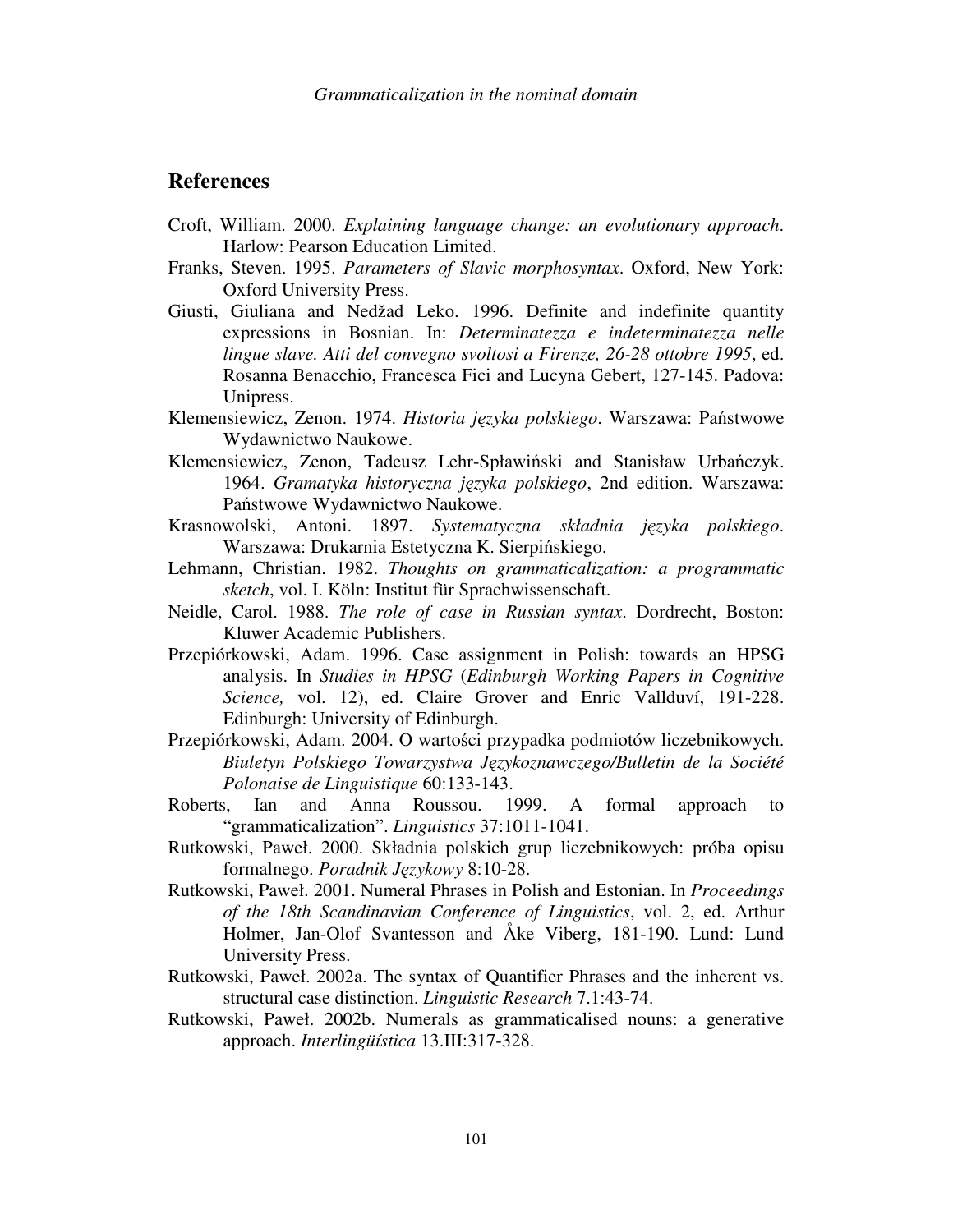## References

Croft, William. 2000. *Explaining language change: an evolutionary approach*. Harlow: Pearson Education Limited.

Franks, Steven. 1995. *Parameters of Slavic morphosyntax*. Oxford, New York: Oxford University Press.

Giusti, Giuliana and Nedžad Leko. 1996. Definite and indefinite quantity expressions in Bosnian. In: *Determinatezza e indeterminatezza nelle lingue slave. Atti del convegno svoltosi a Firenze, 26-28 ottobre 1995*, ed. Rosanna Benacchio, Francesca Fici and Lucyna Gebert, 127-145. Padova: Unipress.

Klemensiewicz, Zenon. 1974. *Historia języka polskiego*. Warszawa: Państwowe Wydawnictwo Naukowe.

Klemensiewicz, Zenon, Tadeusz Lehr-Spławiński and Stanisław Urbańczyk. 1964. *Gramatyka historyczna języka polskiego*, 2nd edition. Warszawa: Państwowe Wydawnictwo Naukowe.

Krasnowolski, Antoni. 1897. *Systematyczna składnia języka polskiego*. Warszawa: Drukarnia Estetyczna K. Sierpińskiego.

Lehmann, Christian. 1982. *Thoughts on grammaticalization: a programmatic sketch*, vol. I. Köln: Institut für Sprachwissenschaft.

Neidle, Carol. 1988. *The role of case in Russian syntax*. Dordrecht, Boston: Kluwer Academic Publishers.

Przepiórkowski, Adam. 1996. Case assignment in Polish: towards an HPSG analysis. In *Studies in HPSG* (*Edinburgh Working Papers in Cognitive Science,* vol. 12), ed. Claire Grover and Enric Vallduví, 191-228. Edinburgh: University of Edinburgh.

Przepiórkowski, Adam. 2004. O wartości przypadka podmiotów liczebnikowych. *Biuletyn Polskiego Towarzystwa Językoznawczego/Bulletin de la Société Polonaise de Linguistique* 60:133-143.

Roberts, Ian and Anna Roussou. 1999. A formal approach to "grammaticalization". *Linguistics* 37:1011-1041.

Rutkowski, Paweł. 2000. Składnia polskich grup liczebnikowych: próba opisu formalnego. *Poradnik Językowy* 8:10-28.

Rutkowski, Paweł. 2001. Numeral Phrases in Polish and Estonian. In *Proceedings of the 18th Scandinavian Conference of Linguistics*, vol. 2, ed. Arthur Holmer, Jan-Olof Svantesson and Åke Viberg, 181-190. Lund: Lund University Press.

Rutkowski, Paweł. 2002a. The syntax of Quantifier Phrases and the inherent vs. structural case distinction. *Linguistic Research* 7.1:43-74.

Rutkowski, Paweł. 2002b. Numerals as grammaticalised nouns: a generative approach. *Interlingüística* 13.III:317-328.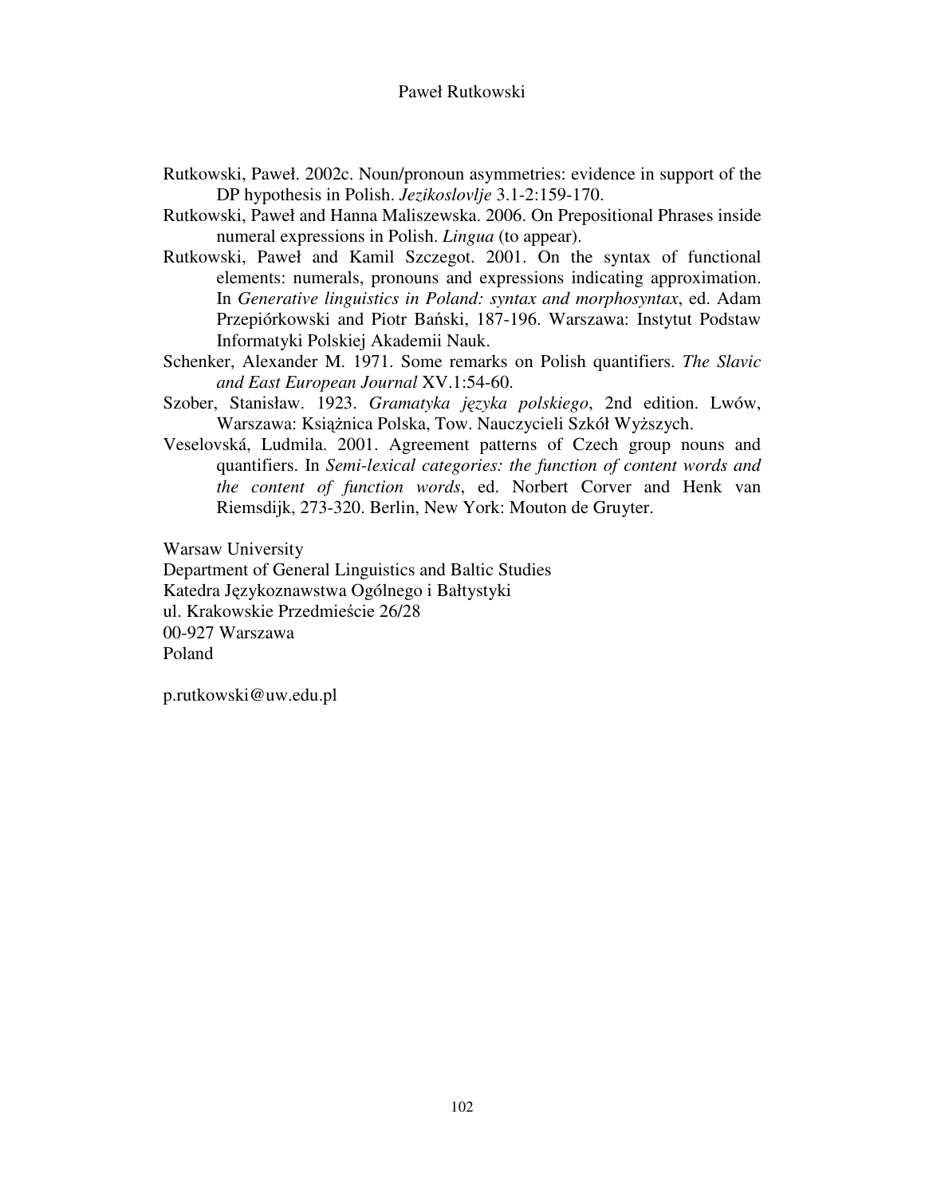Rutkowski, Paweł. 2002c. Noun/pronoun asymmetries: evidence in support of the DP hypothesis in Polish. *Jezikoslovlje* 3.1-2:159-170.

Rutkowski, Paweł and Hanna Maliszewska. 2006. On Prepositional Phrases inside numeral expressions in Polish. *Lingua* (to appear).

Rutkowski, Paweł and Kamil Szczegot. 2001. On the syntax of functional elements: numerals, pronouns and expressions indicating approximation. In *Generative linguistics in Poland: syntax and morphosyntax*, ed. Adam Przepiórkowski and Piotr Bański, 187-196. Warszawa: Instytut Podstaw Informatyki Polskiej Akademii Nauk.

Schenker, Alexander M. 1971. Some remarks on Polish quantifiers. *The Slavic and East European Journal* XV.1:54-60.

Szober, Stanisław. 1923. *Gramatyka języka polskiego*, 2nd edition. Lwów, Warszawa: Książnica Polska, Tow. Nauczycieli Szkół Wyższych.

Veselovská, Ludmila. 2001. Agreement patterns of Czech group nouns and quantifiers. In *Semi-lexical categories: the function of content words and the content of function words*, ed. Norbert Corver and Henk van Riemsdijk, 273-320. Berlin, New York: Mouton de Gruyter.

Warsaw University
Department of General Linguistics and Baltic Studies
Katedra Językoznawstwa Ogólnego i Bałtystyki
ul. Krakowskie Przedmieście 26/28
00-927 Warszawa
Poland

p.rutkowski@uw.edu.pl